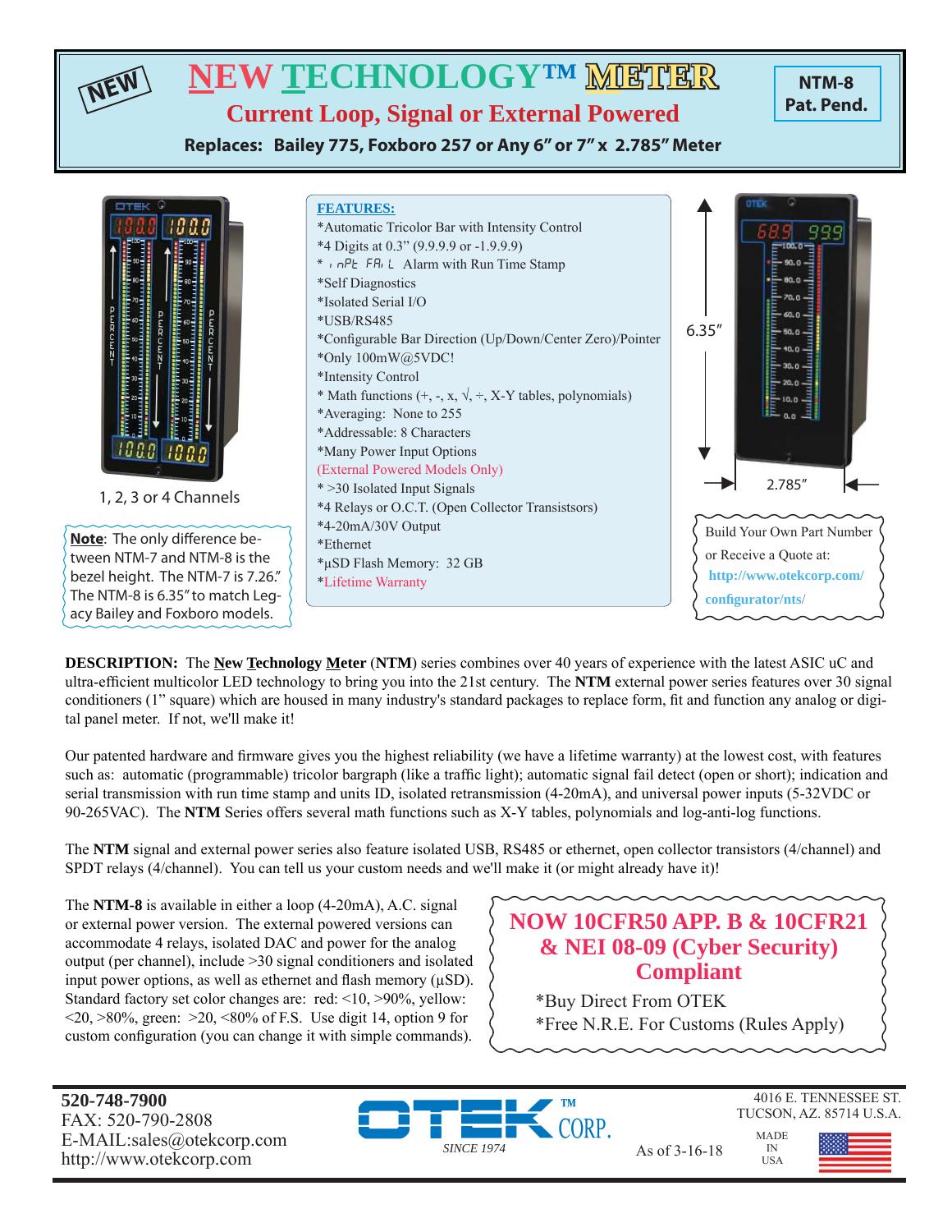NEW

# NEW TECHNOLOGY™ METER

## Current Loop, Signal or External Powered

**Replaces: Bailey 775, Foxboro 257 or Any 6" or 7" x 2.785" Meter**

**NTM-8**
**Pat. Pend.**

1, 2, 3 or 4 Channels

**Note**: The only difference between NTM-7 and NTM-8 is the bezel height. The NTM-7 is 7.26." The NTM-8 is 6.35" to match Legacy Bailey and Foxboro models.

**FEATURES:**

*Automatic Tricolor Bar with Intensity Control
*4 Digits at 0.3" (9.9.9.9 or -1.9.9.9)
* inPt FAiL Alarm with Run Time Stamp
*Self Diagnostics
*Isolated Serial I/O
*USB/RS485
*Configurable Bar Direction (Up/Down/Center Zero)/Pointer
*Only 100mW@5VDC!
*Intensity Control
* Math functions (+, -, x, √, ÷, X-Y tables, polynomials)
*Averaging: None to 255
*Addressable: 8 Characters
*Many Power Input Options
(External Powered Models Only)
* >30 Isolated Input Signals
*4 Relays or O.C.T. (Open Collector Transiststors)
*4-20mA/30V Output
*Ethernet
*µSD Flash Memory: 32 GB
*Lifetime Warranty

6.35"

2.785"

Build Your Own Part Number or Receive a Quote at: http://www.otekcorp.com/configurator/nts/

**DESCRIPTION:** The **New Technology Meter** (**NTM**) series combines over 40 years of experience with the latest ASIC uC and ultra-efficient multicolor LED technology to bring you into the 21st century. The **NTM** external power series features over 30 signal conditioners (1" square) which are housed in many industry's standard packages to replace form, fit and function any analog or digital panel meter. If not, we'll make it!

Our patented hardware and firmware gives you the highest reliability (we have a lifetime warranty) at the lowest cost, with features such as: automatic (programmable) tricolor bargraph (like a traffic light); automatic signal fail detect (open or short); indication and serial transmission with run time stamp and units ID, isolated retransmission (4-20mA), and universal power inputs (5-32VDC or 90-265VAC). The **NTM** Series offers several math functions such as X-Y tables, polynomials and log-anti-log functions.

The **NTM** signal and external power series also feature isolated USB, RS485 or ethernet, open collector transistors (4/channel) and SPDT relays (4/channel). You can tell us your custom needs and we'll make it (or might already have it)!

The **NTM-8** is available in either a loop (4-20mA), A.C. signal or external power version. The external powered versions can accommodate 4 relays, isolated DAC and power for the analog output (per channel), include >30 signal conditioners and isolated input power options, as well as ethernet and flash memory (µSD). Standard factory set color changes are: red: <10, >90%, yellow: <20, >80%, green: >20, <80% of F.S. Use digit 14, option 9 for custom configuration (you can change it with simple commands).

**NOW 10CFR50 APP. B & 10CFR21 & NEI 08-09 (Cyber Security) Compliant**

*Buy Direct From OTEK
*Free N.R.E. For Customs (Rules Apply)

**520-748-7900**
FAX: 520-790-2808
E-MAIL:sales@otekcorp.com
http://www.otekcorp.com

OTEK™ CORP.
SINCE 1974

As of 3-16-18

4016 E. TENNESSEE ST.
TUCSON, AZ. 85714 U.S.A.

MADE IN USA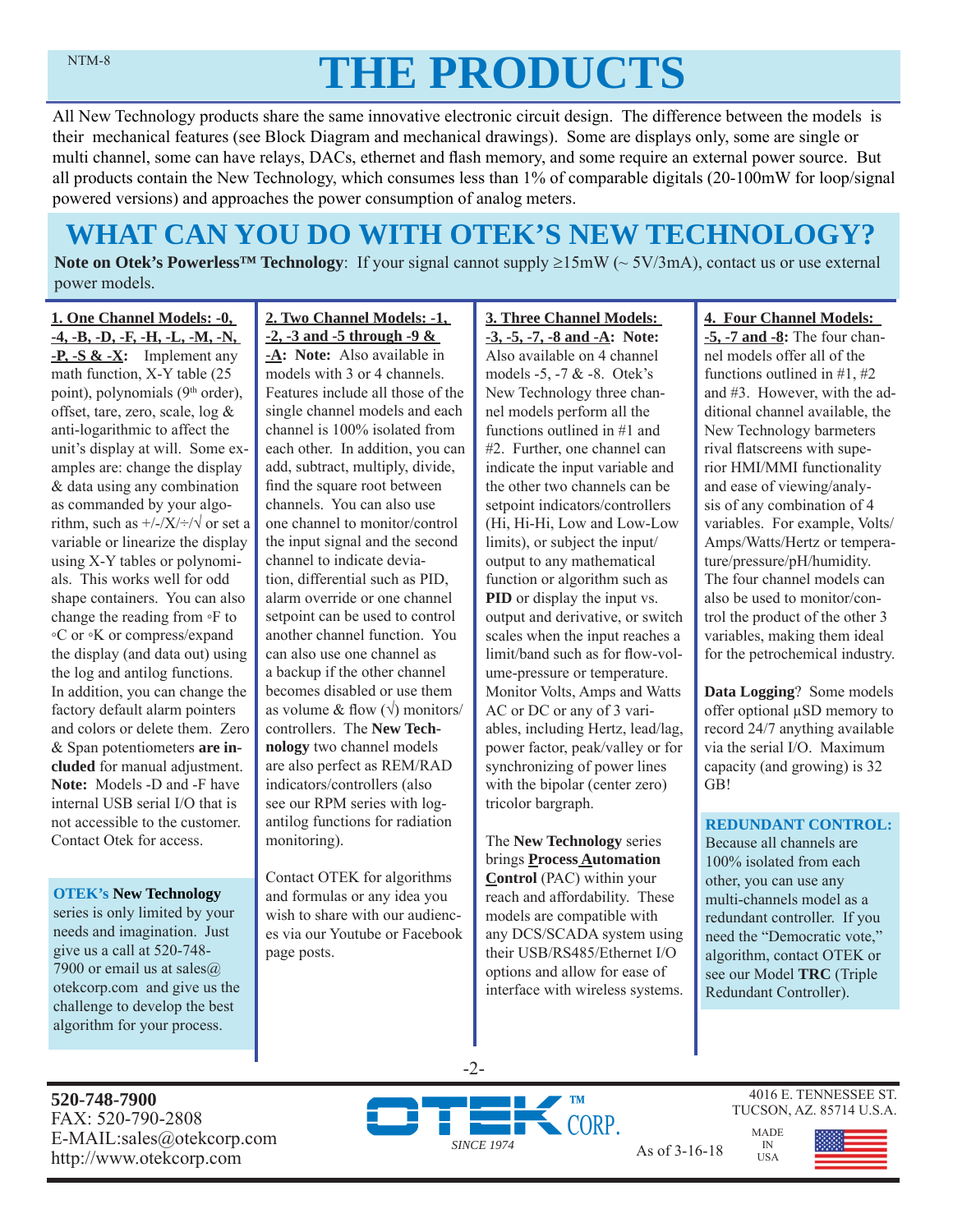# THE PRODUCTS

All New Technology products share the same innovative electronic circuit design. The difference between the models is their mechanical features (see Block Diagram and mechanical drawings). Some are displays only, some are single or multi channel, some can have relays, DACs, ethernet and flash memory, and some require an external power source. But all products contain the New Technology, which consumes less than 1% of comparable digitals (20-100mW for loop/signal powered versions) and approaches the power consumption of analog meters.

## WHAT CAN YOU DO WITH OTEK'S NEW TECHNOLOGY?

**Note on Otek's Powerless™ Technology**: If your signal cannot supply ≥15mW (~ 5V/3mA), contact us or use external power models.

**1. One Channel Models: -0, -4, -B, -D, -F, -H, -L, -M, -N, -P, -S & -X:** Implement any math function, X-Y table (25 point), polynomials (9th order), offset, tare, zero, scale, log & anti-logarithmic to affect the unit's display at will. Some examples are: change the display & data using any combination as commanded by your algorithm, such as +/-/X/÷/√ or set a variable or linearize the display using X-Y tables or polynomials. This works well for odd shape containers. You can also change the reading from ◦F to ◦C or ◦K or compress/expand the display (and data out) using the log and antilog functions. In addition, you can change the factory default alarm pointers and colors or delete them. Zero & Span potentiometers **are included** for manual adjustment. **Note:** Models -D and -F have internal USB serial I/O that is not accessible to the customer. Contact Otek for access.

**OTEK's New Technology** series is only limited by your needs and imagination. Just give us a call at 520-748-7900 or email us at sales@otekcorp.com and give us the challenge to develop the best algorithm for your process.

**2. Two Channel Models: -1, -2, -3 and -5 through -9 & -A: Note:** Also available in models with 3 or 4 channels. Features include all those of the single channel models and each channel is 100% isolated from each other. In addition, you can add, subtract, multiply, divide, find the square root between channels. You can also use one channel to monitor/control the input signal and the second channel to indicate deviation, differential such as PID, alarm override or one channel setpoint can be used to control another channel function. You can also use one channel as a backup if the other channel becomes disabled or use them as volume & flow (√) monitors/controllers. The **New Technology** two channel models are also perfect as REM/RAD indicators/controllers (also see our RPM series with log-antilog functions for radiation monitoring).

Contact OTEK for algorithms and formulas or any idea you wish to share with our audiences via our Youtube or Facebook page posts.

**3. Three Channel Models: -3, -5, -7, -8 and -A: Note:** Also available on 4 channel models -5, -7 & -8. Otek's New Technology three channel models perform all the functions outlined in #1 and #2. Further, one channel can indicate the input variable and the other two channels can be setpoint indicators/controllers (Hi, Hi-Hi, Low and Low-Low limits), or subject the input/output to any mathematical function or algorithm such as **PID** or display the input vs. output and derivative, or switch scales when the input reaches a limit/band such as for flow-volume-pressure or temperature. Monitor Volts, Amps and Watts AC or DC or any of 3 variables, including Hertz, lead/lag, power factor, peak/valley or for synchronizing of power lines with the bipolar (center zero) tricolor bargraph.

The **New Technology** series brings **Process Automation Control** (PAC) within your reach and affordability. These models are compatible with any DCS/SCADA system using their USB/RS485/Ethernet I/O options and allow for ease of interface with wireless systems.

**4. Four Channel Models: -5, -7 and -8:** The four channel models offer all of the functions outlined in #1, #2 and #3. However, with the additional channel available, the New Technology barmeters rival flatscreens with superior HMI/MMI functionality and ease of viewing/analysis of any combination of 4 variables. For example, Volts/Amps/Watts/Hertz or temperature/pressure/pH/humidity. The four channel models can also be used to monitor/control the product of the other 3 variables, making them ideal for the petrochemical industry.

**Data Logging**? Some models offer optional µSD memory to record 24/7 anything available via the serial I/O. Maximum capacity (and growing) is 32 GB!

**REDUNDANT CONTROL:** Because all channels are 100% isolated from each other, you can use any multi-channels model as a redundant controller. If you need the "Democratic vote," algorithm, contact OTEK or see our Model **TRC** (Triple Redundant Controller).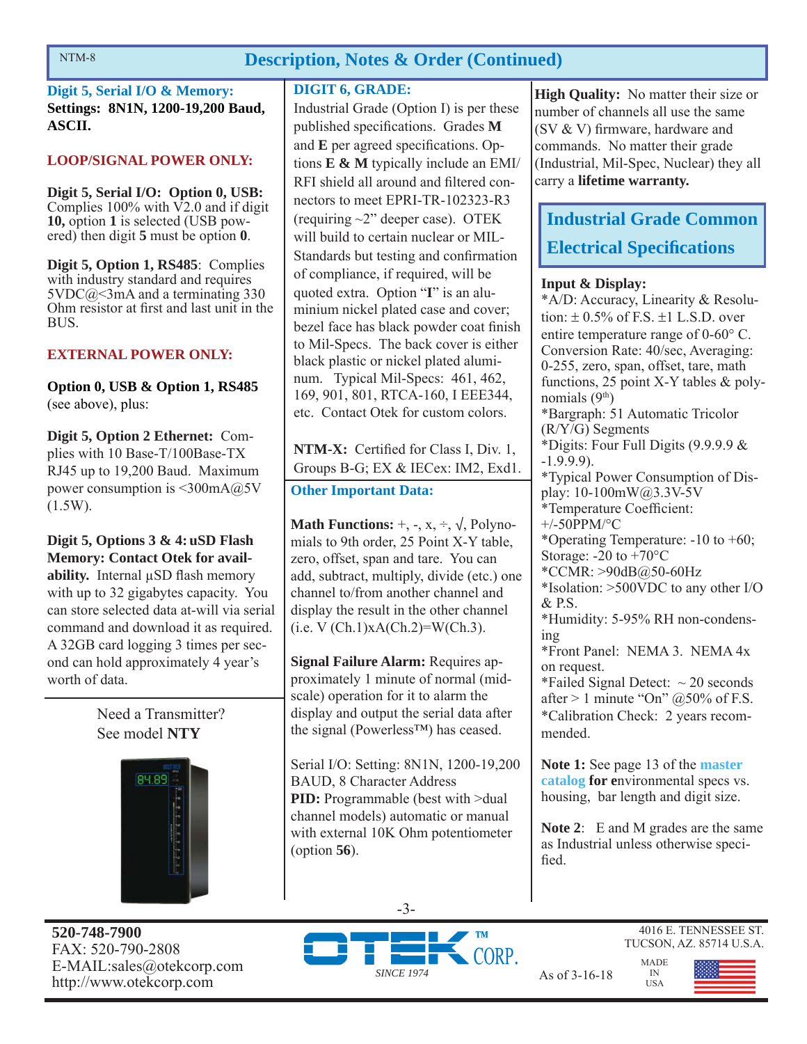## Description, Notes & Order (Continued)

### Digit 5, Serial I/O & Memory:

**Settings: 8N1N, 1200-19,200 Baud, ASCII.**

**LOOP/SIGNAL POWER ONLY:**

**Digit 5, Serial I/O: Option 0, USB:** Complies 100% with V2.0 and if digit **10,** option **1** is selected (USB powered) then digit **5** must be option **0**.

**Digit 5, Option 1, RS485**: Complies with industry standard and requires 5VDC@<3mA and a terminating 330 Ohm resistor at first and last unit in the BUS.

**EXTERNAL POWER ONLY:**

**Option 0, USB & Option 1, RS485** (see above), plus:

**Digit 5, Option 2 Ethernet:** Complies with 10 Base-T/100Base-TX RJ45 up to 19,200 Baud. Maximum power consumption is <300mA@5V (1.5W).

**Digit 5, Options 3 & 4: uSD Flash Memory: Contact Otek for availability.** Internal µSD flash memory with up to 32 gigabytes capacity. You can store selected data at-will via serial command and download it as required. A 32GB card logging 3 times per second can hold approximately 4 year's worth of data.

Need a Transmitter?
See model **NTY**

### DIGIT 6, GRADE:

Industrial Grade (Option I) is per these published specifications. Grades **M** and **E** per agreed specifications. Options **E & M** typically include an EMI/RFI shield all around and filtered connectors to meet EPRI-TR-102323-R3 (requiring ~2" deeper case). OTEK will build to certain nuclear or MIL-Standards but testing and confirmation of compliance, if required, will be quoted extra. Option "**I**" is an aluminium nickel plated case and cover; bezel face has black powder coat finish to Mil-Specs. The back cover is either black plastic or nickel plated aluminum. Typical Mil-Specs: 461, 462, 169, 901, 801, RTCA-160, I EEE344, etc. Contact Otek for custom colors.

**NTM-X:** Certified for Class I, Div. 1, Groups B-G; EX & IECex: IM2, Exd1.

### Other Important Data:

**Math Functions:** +, -, x, ÷, √, Polynomials to 9th order, 25 Point X-Y table, zero, offset, span and tare. You can add, subtract, multiply, divide (etc.) one channel to/from another channel and display the result in the other channel (i.e. V (Ch.1)xA(Ch.2)=W(Ch.3).

**Signal Failure Alarm:** Requires approximately 1 minute of normal (mid-scale) operation for it to alarm the display and output the serial data after the signal (Powerless™) has ceased.

Serial I/O: Setting: 8N1N, 1200-19,200 BAUD, 8 Character Address

**PID:** Programmable (best with >dual channel models) automatic or manual with external 10K Ohm potentiometer (option **56**).

**High Quality:** No matter their size or number of channels all use the same (SV & V) firmware, hardware and commands. No matter their grade (Industrial, Mil-Spec, Nuclear) they all carry a **lifetime warranty.**

## Industrial Grade Common Electrical Specifications

**Input & Display:**

*A/D: Accuracy, Linearity & Resolution: ± 0.5% of F.S. ±1 L.S.D. over entire temperature range of 0-60° C.

*Conversion Rate: 40/sec, Averaging: 0-255, zero, span, offset, tare, math functions, 25 point X-Y tables & polynomials (9th)

*Bargraph: 51 Automatic Tricolor (R/Y/G) Segments

*Digits: Four Full Digits (9.9.9.9 & -1.9.9.9).

*Typical Power Consumption of Display: 10-100mW@3.3V-5V

*Temperature Coefficient: +/-50PPM/°C

*Operating Temperature: -10 to +60; Storage: -20 to +70°C

*CCMR: >90dB@50-60Hz

*Isolation: >500VDC to any other I/O & P.S.

*Humidity: 5-95% RH non-condensing

*Front Panel: NEMA 3. NEMA 4x on request.

*Failed Signal Detect: ~ 20 seconds after > 1 minute "On" @50% of F.S.

*Calibration Check: 2 years recommended.

**Note 1:** See page 13 of the **master catalog for e**nvironmental specs vs. housing, bar length and digit size.

**Note 2**: E and M grades are the same as Industrial unless otherwise specified.

520-748-7900
FAX: 520-790-2808
E-MAIL:sales@otekcorp.com
http://www.otekcorp.com

OTEK CORP. SINCE 1974

As of 3-16-18

4016 E. TENNESSEE ST.
TUCSON, AZ. 85714 U.S.A.
MADE IN USA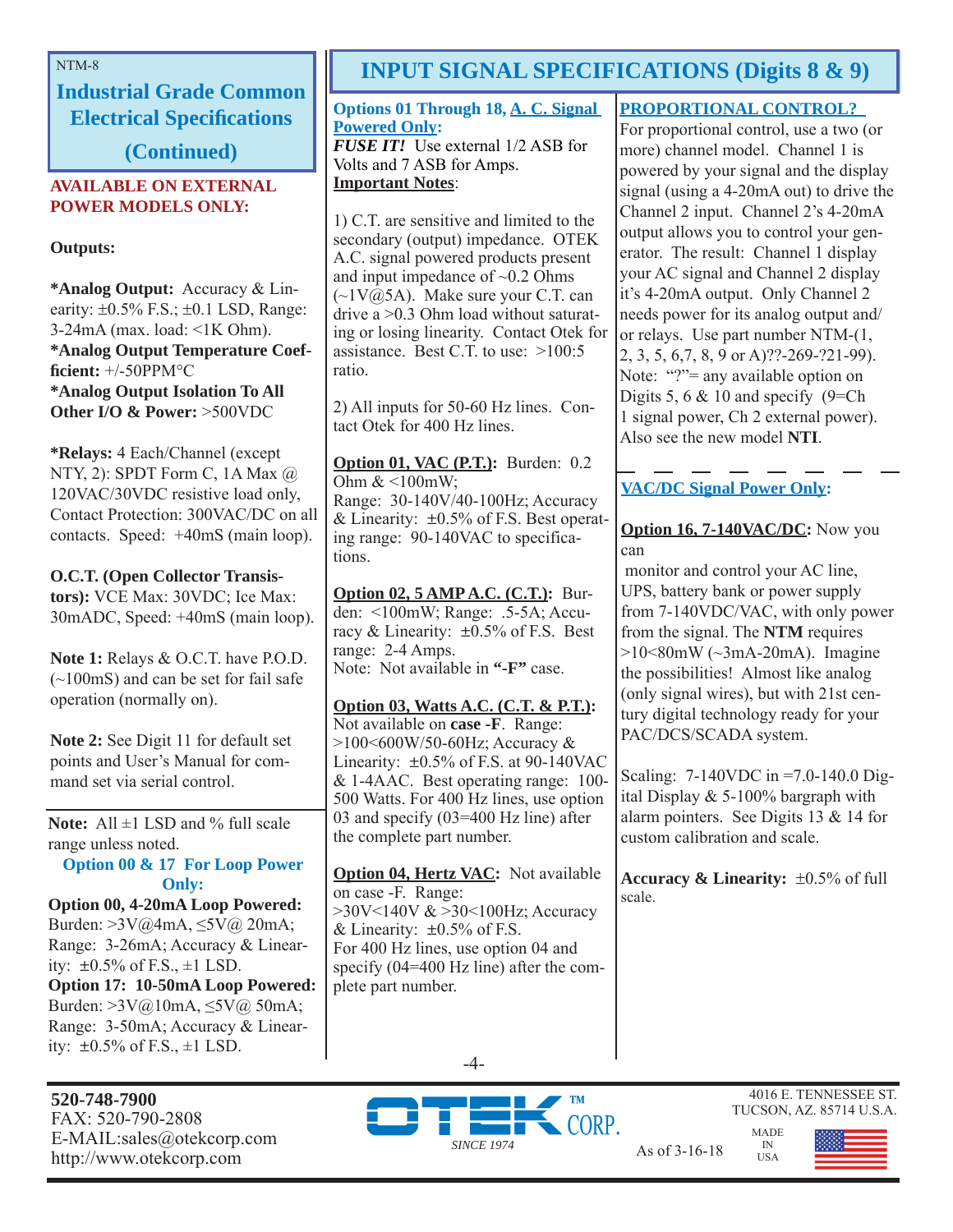## Industrial Grade Common Electrical Specifications (Continued)

**AVAILABLE ON EXTERNAL POWER MODELS ONLY:**

**Outputs:**

***Analog Output:** Accuracy & Linearity: ±0.5% F.S.; ±0.1 LSD, Range: 3-24mA (max. load: <1K Ohm).
***Analog Output Temperature Coefficient:** +/-50PPM°C
***Analog Output Isolation To All Other I/O & Power:** >500VDC

***Relays:** 4 Each/Channel (except NTY, 2): SPDT Form C, 1A Max @ 120VAC/30VDC resistive load only, Contact Protection: 300VAC/DC on all contacts. Speed: +40mS (main loop).

**O.C.T. (Open Collector Transistors):** VCE Max: 30VDC; Ice Max: 30mADC, Speed: +40mS (main loop).

**Note 1:** Relays & O.C.T. have P.O.D. (~100mS) and can be set for fail safe operation (normally on).

**Note 2:** See Digit 11 for default set points and User's Manual for command set via serial control.

**Note:** All ±1 LSD and % full scale range unless noted.

**Option 00 & 17 For Loop Power Only:**

**Option 00, 4-20mA Loop Powered:** Burden: >3V@4mA, ≤5V@ 20mA; Range: 3-26mA; Accuracy & Linearity: ±0.5% of F.S., ±1 LSD.
**Option 17: 10-50mA Loop Powered:** Burden: >3V@10mA, ≤5V@ 50mA; Range: 3-50mA; Accuracy & Linearity: ±0.5% of F.S., ±1 LSD.

## INPUT SIGNAL SPECIFICATIONS (Digits 8 & 9)

**Options 01 Through 18, A. C. Signal Powered Only:**
***FUSE IT!*** Use external 1/2 ASB for Volts and 7 ASB for Amps.
**Important Notes**:

1) C.T. are sensitive and limited to the secondary (output) impedance. OTEK A.C. signal powered products present and input impedance of ~0.2 Ohms (~1V@5A). Make sure your C.T. can drive a >0.3 Ohm load without saturating or losing linearity. Contact Otek for assistance. Best C.T. to use: >100:5 ratio.

2) All inputs for 50-60 Hz lines. Contact Otek for 400 Hz lines.

**Option 01, VAC (P.T.):** Burden: 0.2 Ohm & <100mW;
Range: 30-140V/40-100Hz; Accuracy & Linearity: ±0.5% of F.S. Best operating range: 90-140VAC to specifications.

**Option 02, 5 AMP A.C. (C.T.):** Burden: <100mW; Range: .5-5A; Accuracy & Linearity: ±0.5% of F.S. Best range: 2-4 Amps.
Note: Not available in **"-F"** case.

**Option 03, Watts A.C. (C.T. & P.T.):** Not available on **case -F**. Range: >100<600W/50-60Hz; Accuracy & Linearity: ±0.5% of F.S. at 90-140VAC & 1-4AAC. Best operating range: 100-500 Watts. For 400 Hz lines, use option 03 and specify (03=400 Hz line) after the complete part number.

**Option 04, Hertz VAC:** Not available on case -F. Range: >30V<140V & >30<100Hz; Accuracy & Linearity: ±0.5% of F.S.
For 400 Hz lines, use option 04 and specify (04=400 Hz line) after the complete part number.

**PROPORTIONAL CONTROL?**
For proportional control, use a two (or more) channel model. Channel 1 is powered by your signal and the display signal (using a 4-20mA out) to drive the Channel 2 input. Channel 2's 4-20mA output allows you to control your generator. The result: Channel 1 display your AC signal and Channel 2 display it's 4-20mA output. Only Channel 2 needs power for its analog output and/or relays. Use part number NTM-(1, 2, 3, 5, 6,7, 8, 9 or A)??-269-?21-99). Note: "?"= any available option on Digits 5, 6 & 10 and specify (9=Ch 1 signal power, Ch 2 external power). Also see the new model **NTI**.

**VAC/DC Signal Power Only:**

**Option 16, 7-140VAC/DC:** Now you can monitor and control your AC line, UPS, battery bank or power supply from 7-140VDC/VAC, with only power from the signal. The **NTM** requires >10<80mW (~3mA-20mA). Imagine the possibilities! Almost like analog (only signal wires), but with 21st century digital technology ready for your PAC/DCS/SCADA system.

Scaling: 7-140VDC in =7.0-140.0 Digital Display & 5-100% bargraph with alarm pointers. See Digits 13 & 14 for custom calibration and scale.

**Accuracy & Linearity:** ±0.5% of full scale.

**520-748-7900**
FAX: 520-790-2808
E-MAIL:sales@otekcorp.com
http://www.otekcorp.com

OTEK CORP. SINCE 1974

As of 3-16-18

4016 E. TENNESSEE ST.
TUCSON, AZ. 85714 U.S.A.
MADE IN USA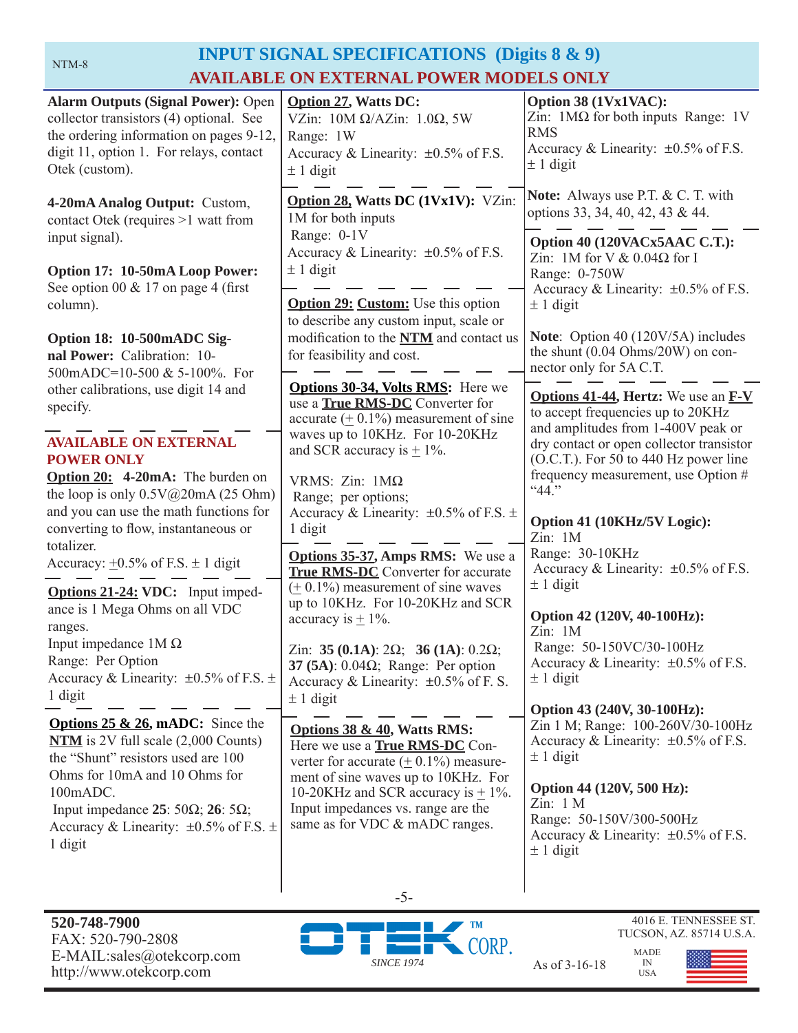# INPUT SIGNAL SPECIFICATIONS (Digits 8 & 9)

## AVAILABLE ON EXTERNAL POWER MODELS ONLY

**Alarm Outputs (Signal Power):** Open collector transistors (4) optional. See the ordering information on pages 9-12, digit 11, option 1. For relays, contact Otek (custom).

**4-20mA Analog Output:** Custom, contact Otek (requires >1 watt from input signal).

**Option 17: 10-50mA Loop Power:** See option 00 & 17 on page 4 (first column).

**Option 18: 10-500mADC Signal Power:** Calibration: 10-500mADC=10-500 & 5-100%. For other calibrations, use digit 14 and specify.

---

### AVAILABLE ON EXTERNAL POWER ONLY

**Option 20: 4-20mA:** The burden on the loop is only 0.5V@20mA (25 Ohm) and you can use the math functions for converting to flow, instantaneous or totalizer.
Accuracy: ±0.5% of F.S. ± 1 digit

---

**Options 21-24: VDC:** Input impedance is 1 Mega Ohms on all VDC ranges.
Input impedance 1M Ω
Range: Per Option
Accuracy & Linearity: ±0.5% of F.S. ± 1 digit

---

**Options 25 & 26, mADC:** Since the **NTM** is 2V full scale (2,000 Counts) the "Shunt" resistors used are 100 Ohms for 10mA and 10 Ohms for 100mADC.
Input impedance **25**: 50Ω; **26**: 5Ω;
Accuracy & Linearity: ±0.5% of F.S. ± 1 digit

**Option 27, Watts DC:**
VZin: 10M Ω/AZin: 1.0Ω, 5W
Range: 1W
Accuracy & Linearity: ±0.5% of F.S. ± 1 digit

---

**Option 28, Watts DC (1Vx1V):** VZin: 1M for both inputs
Range: 0-1V
Accuracy & Linearity: ±0.5% of F.S. ± 1 digit

---

**Option 29: Custom:** Use this option to describe any custom input, scale or modification to the **NTM** and contact us for feasibility and cost.

---

**Options 30-34, Volts RMS:** Here we use a **True RMS-DC** Converter for accurate (± 0.1%) measurement of sine waves up to 10KHz. For 10-20KHz and SCR accuracy is ± 1%.

VRMS: Zin: 1MΩ
Range; per options;
Accuracy & Linearity: ±0.5% of F.S. ± 1 digit

---

**Options 35-37, Amps RMS:** We use a **True RMS-DC** Converter for accurate (± 0.1%) measurement of sine waves up to 10KHz. For 10-20KHz and SCR accuracy is ± 1%.

Zin: **35 (0.1A)**: 2Ω; **36 (1A)**: 0.2Ω; **37 (5A)**: 0.04Ω; Range: Per option
Accuracy & Linearity: ±0.5% of F. S. ± 1 digit

---

**Options 38 & 40, Watts RMS:** Here we use a **True RMS-DC** Converter for accurate (± 0.1%) measurement of sine waves up to 10KHz. For 10-20KHz and SCR accuracy is ± 1%. Input impedances vs. range are the same as for VDC & mADC ranges.

**Option 38 (1Vx1VAC):**
Zin: 1MΩ for both inputs Range: 1V RMS
Accuracy & Linearity: ±0.5% of F.S. ± 1 digit

---

**Note:** Always use P.T. & C. T. with options 33, 34, 40, 42, 43 & 44.

---

**Option 40 (120VACx5AAC C.T.):**
Zin: 1M for V & 0.04Ω for I
Range: 0-750W
Accuracy & Linearity: ±0.5% of F.S. ± 1 digit

**Note**: Option 40 (120V/5A) includes the shunt (0.04 Ohms/20W) on connector only for 5A C.T.

---

**Options 41-44, Hertz:** We use an **F-V** to accept frequencies up to 20KHz and amplitudes from 1-400V peak or dry contact or open collector transistor (O.C.T.). For 50 to 440 Hz power line frequency measurement, use Option # "44."

**Option 41 (10KHz/5V Logic):**
Zin: 1M
Range: 30-10KHz
Accuracy & Linearity: ±0.5% of F.S. ± 1 digit

**Option 42 (120V, 40-100Hz):**
Zin: 1M
Range: 50-150VC/30-100Hz
Accuracy & Linearity: ±0.5% of F.S. ± 1 digit

**Option 43 (240V, 30-100Hz):**
Zin 1 M; Range: 100-260V/30-100Hz
Accuracy & Linearity: ±0.5% of F.S. ± 1 digit

**Option 44 (120V, 500 Hz):**
Zin: 1 M
Range: 50-150V/300-500Hz
Accuracy & Linearity: ±0.5% of F.S. ± 1 digit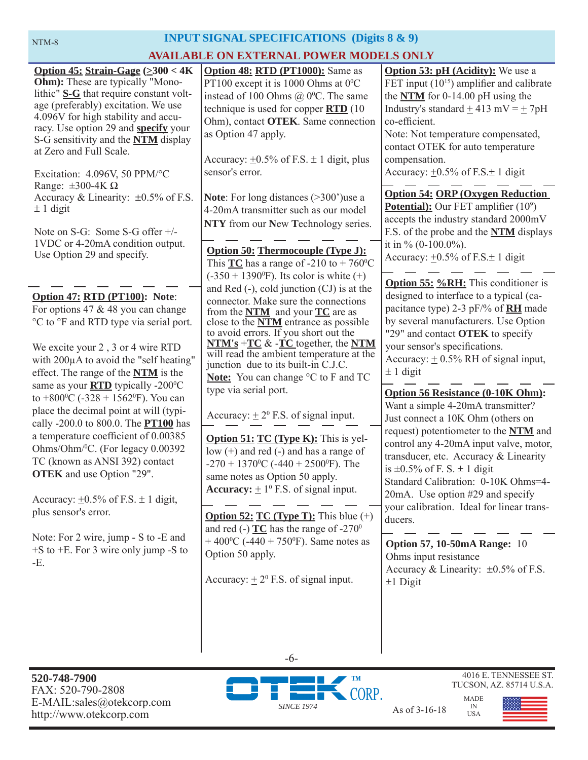# INPUT SIGNAL SPECIFICATIONS (Digits 8 & 9)

## AVAILABLE ON EXTERNAL POWER MODELS ONLY

**Option 45: Strain-Gage (≥300 < 4K Ohm):** These are typically "Monolithic" **S-G** that require constant voltage (preferably) excitation. We use 4.096V for high stability and accuracy. Use option 29 and **specify** your S-G sensitivity and the **NTM** display at Zero and Full Scale.

Excitation: 4.096V, 50 PPM/°C
Range: ±300-4K Ω
Accuracy & Linearity: ±0.5% of F.S. ± 1 digit

Note on S-G: Some S-G offer +/- 1VDC or 4-20mA condition output. Use Option 29 and specify.

---

**Option 47: RTD (PT100): Note**: For options 47 & 48 you can change °C to °F and RTD type via serial port.

We excite your 2 , 3 or 4 wire RTD with 200µA to avoid the "self heating" effect. The range of the **NTM** is the same as your **RTD** typically -200°C to +800°C (-328 + 1562°F). You can place the decimal point at will (typically -200.0 to 800.0. The **PT100** has a temperature coefficient of 0.00385 Ohms/Ohm/°C. (For legacy 0.00392 TC (known as ANSI 392) contact **OTEK** and use Option "29".

Accuracy: ±0.5% of F.S. ± 1 digit, plus sensor's error.

Note: For 2 wire, jump - S to -E and +S to +E. For 3 wire only jump -S to -E.

**Option 48: RTD (PT1000):** Same as PT100 except it is 1000 Ohms at 0°C instead of 100 Ohms @ 0°C. The same technique is used for copper **RTD** (10 Ohm), contact **OTEK**. Same connection as Option 47 apply.

Accuracy: ±0.5% of F.S. ± 1 digit, plus sensor's error.

**Note**: For long distances (>300')use a 4-20mA transmitter such as our model **NTY** from our **N**ew **T**echnology series.

---

**Option 50: Thermocouple (Type J):** This **TC** has a range of -210 to + 760°C (-350 + 1390°F). Its color is white (+) and Red (-), cold junction (CJ) is at the connector. Make sure the connections from the **NTM** and your **TC** are as close to the **NTM** entrance as possible to avoid errors. If you short out the **NTM's** +**TC** & -**TC** together, the **NTM** will read the ambient temperature at the junction due to its built-in C.J.C.
**Note:** You can change °C to F and TC type via serial port.

Accuracy: ± 2° F.S. of signal input.

---

**Option 51: TC (Type K):** This is yellow (+) and red (-) and has a range of -270 + 1370°C (-440 + 2500°F). The same notes as Option 50 apply.
**Accuracy:** ± 1° F.S. of signal input.

---

**Option 52: TC (Type T):** This blue (+) and red (-) **TC** has the range of -270° + 400°C (-440 + 750°F). Same notes as Option 50 apply.

Accuracy: ± 2° F.S. of signal input.

**Option 53: pH (Acidity):** We use a FET input ($10^{15}$) amplifier and calibrate the **NTM** for 0-14.00 pH using the Industry's standard ± 413 mV = ± 7pH co-efficient.
Note: Not temperature compensated, contact OTEK for auto temperature compensation.
Accuracy: ±0.5% of F.S.± 1 digit

---

**Option 54: ORP (Oxygen Reduction Potential):** Our FET amplifier ($10^9$) accepts the industry standard 2000mV F.S. of the probe and the **NTM** displays it in % (0-100.0%).
Accuracy: ±0.5% of F.S.± 1 digit

---

**Option 55: %RH:** This conditioner is designed to interface to a typical (capacitance type) 2-3 pF/% of **RH** made by several manufacturers. Use Option "29" and contact **OTEK** to specify your sensor's specifications.
Accuracy: ± 0.5% RH of signal input, ± 1 digit

---

**Option 56 Resistance (0-10K Ohm):** Want a simple 4-20mA transmitter? Just connect a 10K Ohm (others on request) potentiometer to the **NTM** and control any 4-20mA input valve, motor, transducer, etc. Accuracy & Linearity is ±0.5% of F. S. ± 1 digit
Standard Calibration: 0-10K Ohms=4-20mA. Use option #29 and specify your calibration. Ideal for linear transducers.

---

**Option 57, 10-50mA Range:** 10 Ohms input resistance
Accuracy & Linearity: ±0.5% of F.S. ±1 Digit

520-748-7900
FAX: 520-790-2808
E-MAIL:sales@otekcorp.com
http://www.otekcorp.com

OTEK CORP. SINCE 1974

As of 3-16-18

4016 E. TENNESSEE ST.
TUCSON, AZ. 85714 U.S.A.
MADE IN USA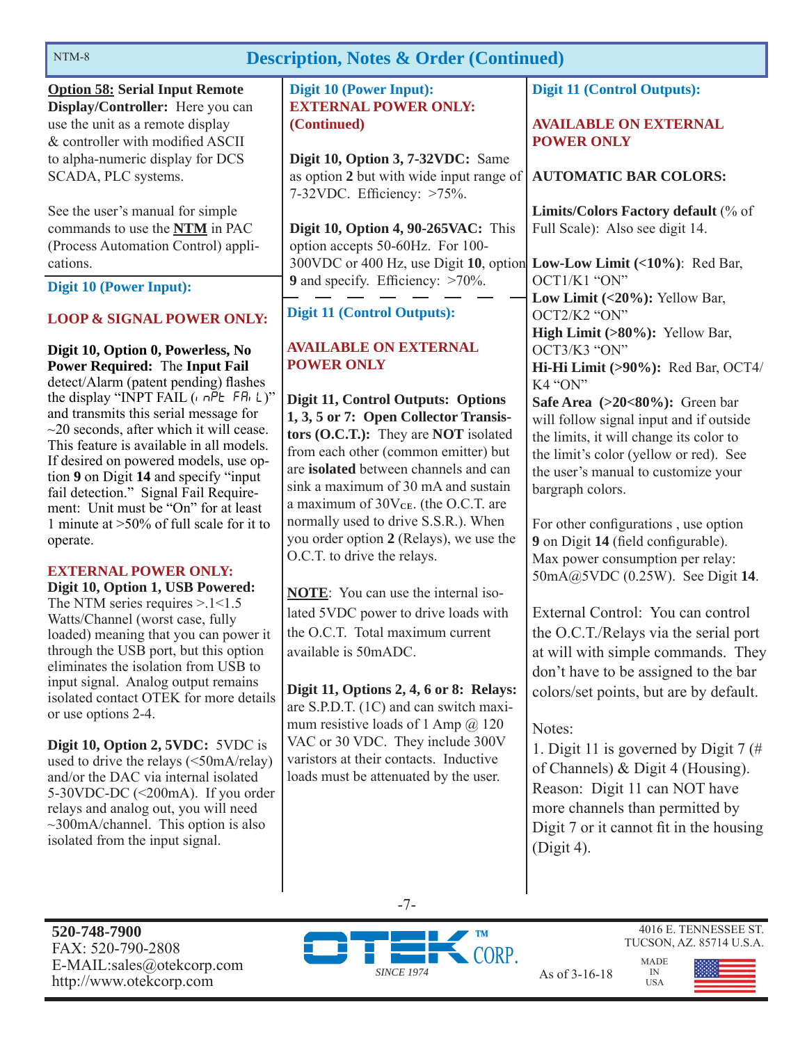## Description, Notes & Order (Continued)

**Option 58: Serial Input Remote Display/Controller:** Here you can use the unit as a remote display & controller with modified ASCII to alpha-numeric display for DCS SCADA, PLC systems.

See the user's manual for simple commands to use the **NTM** in PAC (Process Automation Control) applications.

### Digit 10 (Power Input):

**LOOP & SIGNAL POWER ONLY:**

**Digit 10, Option 0, Powerless, No Power Required:** The **Input Fail** detect/Alarm (patent pending) flashes the display "INPT FAIL (inPt FAiL)" and transmits this serial message for ~20 seconds, after which it will cease. This feature is available in all models. If desired on powered models, use option **9** on Digit **14** and specify "input fail detection." Signal Fail Requirement: Unit must be "On" for at least 1 minute at >50% of full scale for it to operate.

**EXTERNAL POWER ONLY:**

**Digit 10, Option 1, USB Powered:** The NTM series requires >.1<1.5 Watts/Channel (worst case, fully loaded) meaning that you can power it through the USB port, but this option eliminates the isolation from USB to input signal. Analog output remains isolated contact OTEK for more details or use options 2-4.

**Digit 10, Option 2, 5VDC:** 5VDC is used to drive the relays (<50mA/relay) and/or the DAC via internal isolated 5-30VDC-DC (<200mA). If you order relays and analog out, you will need ~300mA/channel. This option is also isolated from the input signal.

### Digit 10 (Power Input): EXTERNAL POWER ONLY: (Continued)

**Digit 10, Option 3, 7-32VDC:** Same as option **2** but with wide input range of 7-32VDC. Efficiency: >75%.

**Digit 10, Option 4, 90-265VAC:** This option accepts 50-60Hz. For 100-300VDC or 400 Hz, use Digit **10**, option **9** and specify. Efficiency: >70%.

### Digit 11 (Control Outputs):

**AVAILABLE ON EXTERNAL POWER ONLY**

**Digit 11, Control Outputs: Options 1, 3, 5 or 7: Open Collector Transistors (O.C.T.):** They are **NOT** isolated from each other (common emitter) but are **isolated** between channels and can sink a maximum of 30 mA and sustain a maximum of $30V_{CE}$. (the O.C.T. are normally used to drive S.S.R.). When you order option **2** (Relays), we use the O.C.T. to drive the relays.

**NOTE**: You can use the internal isolated 5VDC power to drive loads with the O.C.T. Total maximum current available is 50mADC.

**Digit 11, Options 2, 4, 6 or 8: Relays:** are S.P.D.T. (1C) and can switch maximum resistive loads of 1 Amp @ 120 VAC or 30 VDC. They include 300V varistors at their contacts. Inductive loads must be attenuated by the user.

### Digit 11 (Control Outputs):

**AVAILABLE ON EXTERNAL POWER ONLY**

**AUTOMATIC BAR COLORS:**

**Limits/Colors Factory default** (% of Full Scale): Also see digit 14.

**Low-Low Limit (<10%)**: Red Bar, OCT1/K1 "ON"
**Low Limit (<20%):** Yellow Bar, OCT2/K2 "ON"
**High Limit (>80%):** Yellow Bar, OCT3/K3 "ON"
**Hi-Hi Limit (>90%):** Red Bar, OCT4/K4 "ON"
**Safe Area (>20<80%):** Green bar will follow signal input and if outside the limits, it will change its color to the limit's color (yellow or red). See the user's manual to customize your bargraph colors.

For other configurations , use option **9** on Digit **14** (field configurable). Max power consumption per relay: 50mA@5VDC (0.25W). See Digit **14**.

External Control: You can control the O.C.T./Relays via the serial port at will with simple commands. They don't have to be assigned to the bar colors/set points, but are by default.

Notes:
1. Digit 11 is governed by Digit 7 (# of Channels) & Digit 4 (Housing). Reason: Digit 11 can NOT have more channels than permitted by Digit 7 or it cannot fit in the housing (Digit 4).

**520-748-7900**
FAX: 520-790-2808
E-MAIL:sales@otekcorp.com
http://www.otekcorp.com

OTEK™ CORP. SINCE 1974

As of 3-16-18

4016 E. TENNESSEE ST.
TUCSON, AZ. 85714 U.S.A.

MADE IN USA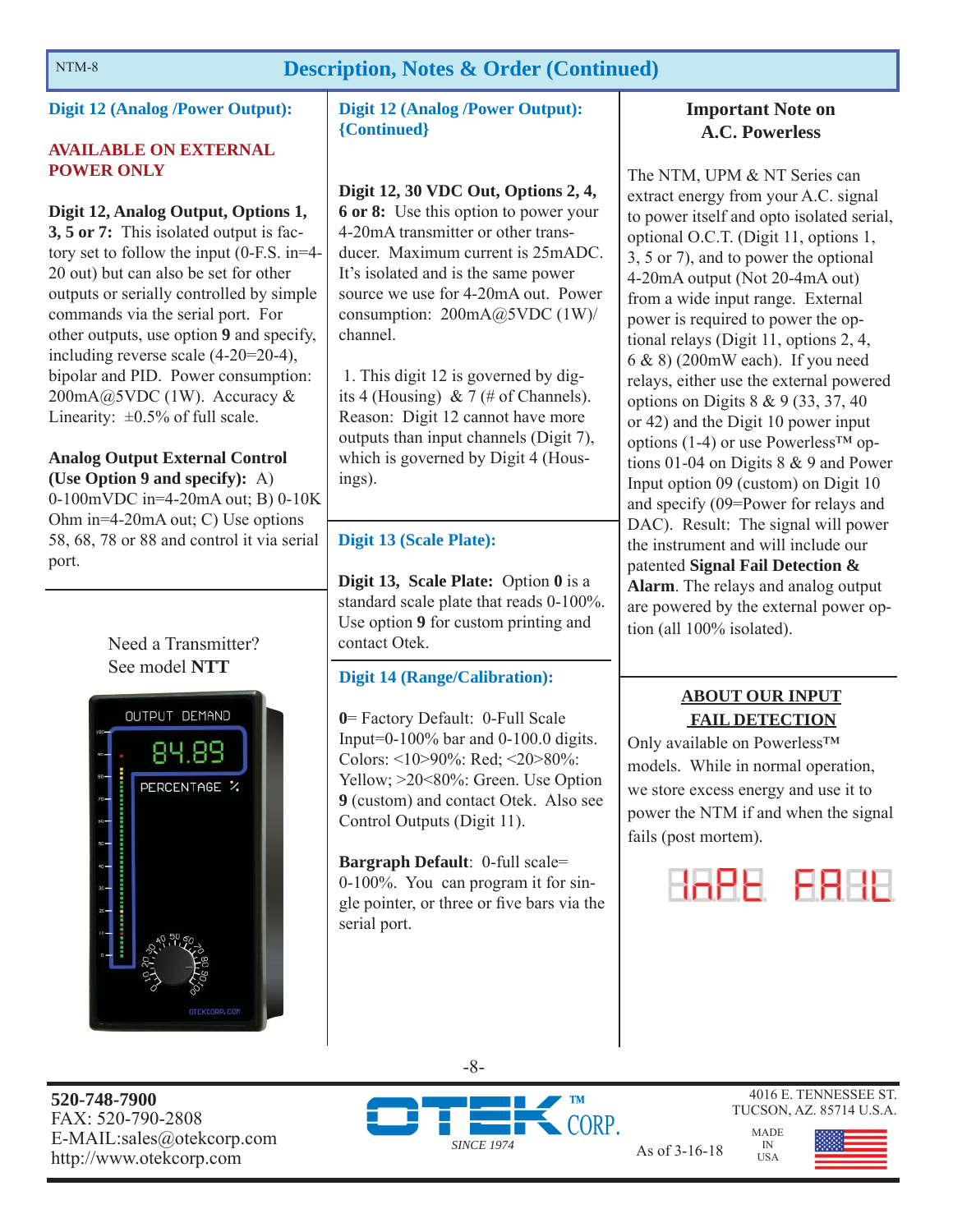## Description, Notes & Order (Continued)

### Digit 12 (Analog /Power Output):

**AVAILABLE ON EXTERNAL POWER ONLY**

**Digit 12, Analog Output, Options 1, 3, 5 or 7:** This isolated output is factory set to follow the input (0-F.S. in=4-20 out) but can also be set for other outputs or serially controlled by simple commands via the serial port. For other outputs, use option **9** and specify, including reverse scale (4-20=20-4), bipolar and PID. Power consumption: 200mA@5VDC (1W). Accuracy & Linearity: ±0.5% of full scale.

**Analog Output External Control (Use Option 9 and specify):** A) 0-100mVDC in=4-20mA out; B) 0-10K Ohm in=4-20mA out; C) Use options 58, 68, 78 or 88 and control it via serial port.

Need a Transmitter? See model **NTT**

### Digit 12 (Analog /Power Output): {Continued}

**Digit 12, 30 VDC Out, Options 2, 4, 6 or 8:** Use this option to power your 4-20mA transmitter or other transducer. Maximum current is 25mADC. It's isolated and is the same power source we use for 4-20mA out. Power consumption: 200mA@5VDC (1W)/channel.

1. This digit 12 is governed by digits 4 (Housing) & 7 (# of Channels). Reason: Digit 12 cannot have more outputs than input channels (Digit 7), which is governed by Digit 4 (Housings).

### Digit 13 (Scale Plate):

**Digit 13, Scale Plate:** Option **0** is a standard scale plate that reads 0-100%. Use option **9** for custom printing and contact Otek.

### Digit 14 (Range/Calibration):

**0**= Factory Default: 0-Full Scale Input=0-100% bar and 0-100.0 digits. Colors: <10>90%: Red; <20>80%: Yellow; >20<80%: Green. Use Option **9** (custom) and contact Otek. Also see Control Outputs (Digit 11).

**Bargraph Default**: 0-full scale= 0-100%. You can program it for single pointer, or three or five bars via the serial port.

### Important Note on A.C. Powerless

The NTM, UPM & NT Series can extract energy from your A.C. signal to power itself and opto isolated serial, optional O.C.T. (Digit 11, options 1, 3, 5 or 7), and to power the optional 4-20mA output (Not 20-4mA out) from a wide input range. External power is required to power the optional relays (Digit 11, options 2, 4, 6 & 8) (200mW each). If you need relays, either use the external powered options on Digits 8 & 9 (33, 37, 40 or 42) and the Digit 10 power input options (1-4) or use Powerless™ options 01-04 on Digits 8 & 9 and Power Input option 09 (custom) on Digit 10 and specify (09=Power for relays and DAC). Result: The signal will power the instrument and will include our patented **Signal Fail Detection & Alarm**. The relays and analog output are powered by the external power option (all 100% isolated).

### ABOUT OUR INPUT FAIL DETECTION

Only available on Powerless™ models. While in normal operation, we store excess energy and use it to power the NTM if and when the signal fails (post mortem).

520-748-7900
FAX: 520-790-2808
E-MAIL:sales@otekcorp.com
http://www.otekcorp.com

OTEK CORP. SINCE 1974

As of 3-16-18

4016 E. TENNESSEE ST.
TUCSON, AZ. 85714 U.S.A.

MADE IN USA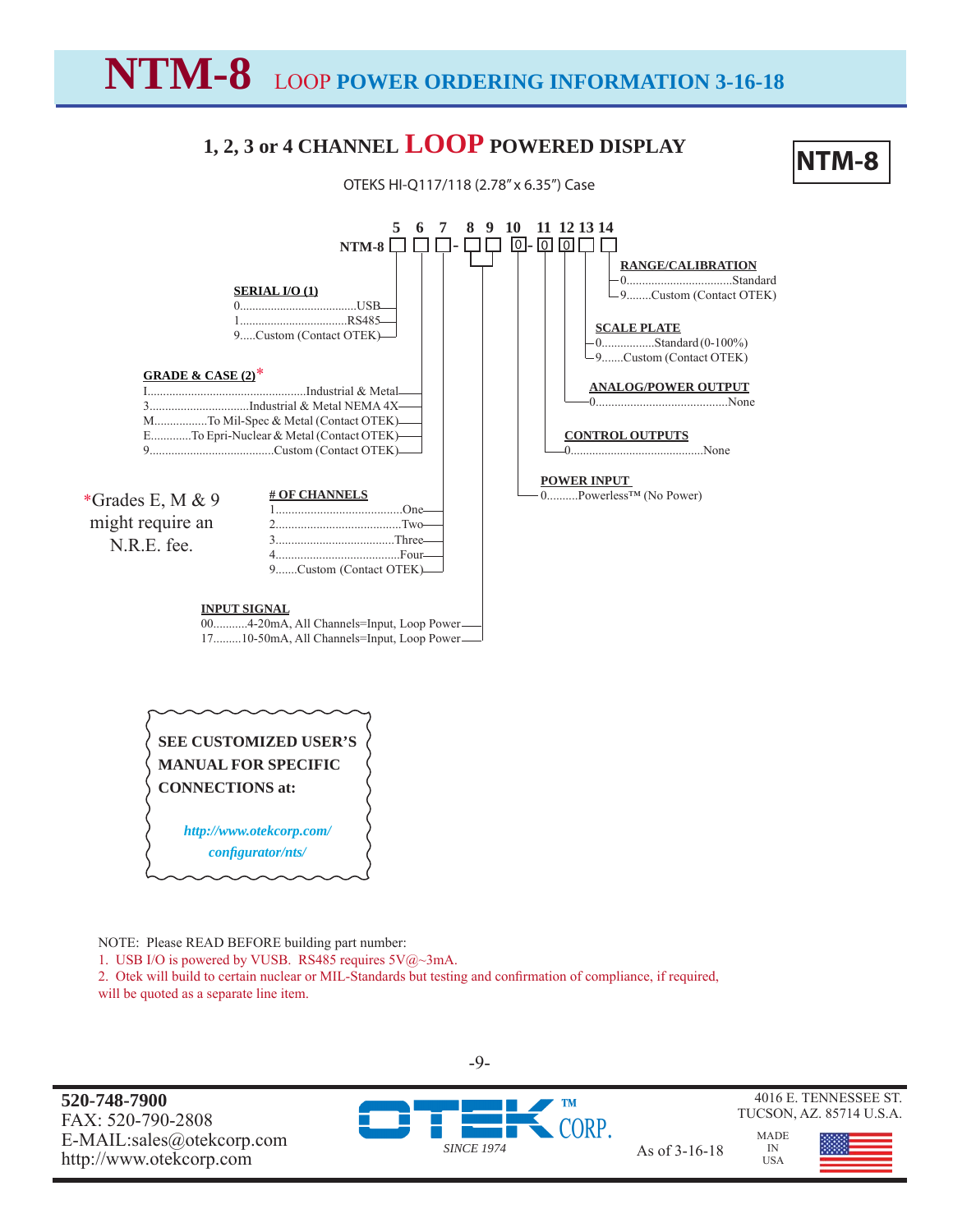# NTM-8 LOOP POWER ORDERING INFORMATION 3-16-18

## 1, 2, 3 or 4 CHANNEL LOOP POWERED DISPLAY

**NTM-8**

OTEKS HI-Q117/118 (2.78" x 6.35") Case

```
         5  6  7   8  9  10   11 12 13 14
NTM-8   [ ][ ][ ]-[ ][ ][0]-[0][0][ ][ ]
```

**SERIAL I/O (1)** (position 5)
- 0......USB
- 1......RS485
- 9.....Custom (Contact OTEK)

**GRADE & CASE (2)*** (position 6)
- I......Industrial & Metal
- 3......Industrial & Metal NEMA 4X
- M......To Mil-Spec & Metal (Contact OTEK)
- E......To Epri-Nuclear & Metal (Contact OTEK)
- 9......Custom (Contact OTEK)

*Grades E, M & 9 might require an N.R.E. fee.

**# OF CHANNELS** (position 7)
- 1......One
- 2......Two
- 3......Three
- 4......Four
- 9.......Custom (Contact OTEK)

**INPUT SIGNAL** (positions 8, 9)
- 00...........4-20mA, All Channels=Input, Loop Power
- 17.........10-50mA, All Channels=Input, Loop Power

**POWER INPUT** (position 10)
- 0..........Powerless™ (No Power)

**CONTROL OUTPUTS** (position 11)
- 0......None

**ANALOG/POWER OUTPUT** (position 12)
- 0......None

**SCALE PLATE** (position 13)
- 0......Standard (0-100%)
- 9.......Custom (Contact OTEK)

**RANGE/CALIBRATION** (position 14)
- 0......Standard
- 9........Custom (Contact OTEK)

**SEE CUSTOMIZED USER'S MANUAL FOR SPECIFIC CONNECTIONS at:**

*http://www.otekcorp.com/configurator/nts/*

NOTE: Please READ BEFORE building part number:

1. USB I/O is powered by VUSB. RS485 requires 5V@~3mA.
2. Otek will build to certain nuclear or MIL-Standards but testing and confirmation of compliance, if required, will be quoted as a separate line item.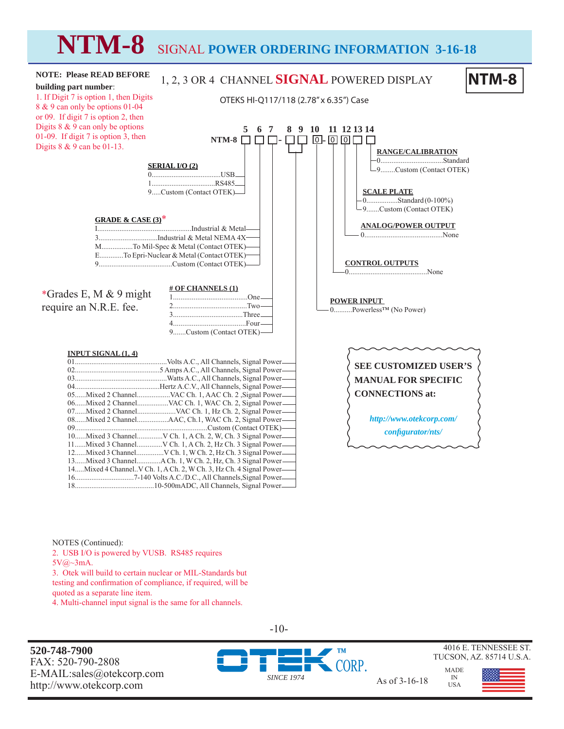# NTM-8 SIGNAL POWER ORDERING INFORMATION 3-16-18

**NOTE: Please READ BEFORE building part number:**

1. If Digit 7 is option 1, then Digits 8 & 9 can only be options 01-04 or 09. If digit 7 is option 2, then Digits 8 & 9 can only be options 01-09. If digit 7 is option 3, then Digits 8 & 9 can be 01-13.

## 1, 2, 3 OR 4 CHANNEL SIGNAL POWERED DISPLAY

**NTM-8**

OTEKS HI-Q117/118 (2.78" x 6.35") Case

NTM-8 □ □ □ - □ □ 0 - 0 0 □ □
(Digits: 5 6 7 - 8 9 10 - 11 12 13 14)

### SERIAL I/O (2) — Digit 5

- 0 ........ USB
- 1 ........ RS485
- 9 ........ Custom (Contact OTEK)

### GRADE & CASE (3)* — Digit 6

- I ........ Industrial & Metal
- 3 ........ Industrial & Metal NEMA 4X
- M ........ To Mil-Spec & Metal (Contact OTEK)
- E ........ To Epri-Nuclear & Metal (Contact OTEK)
- 9 ........ Custom (Contact OTEK)

*Grades E, M & 9 might require an N.R.E. fee.

### # OF CHANNELS (1) — Digit 7

- 1 ........ One
- 2 ........ Two
- 3 ........ Three
- 4 ........ Four
- 9 ........ Custom (Contact OTEK)

### INPUT SIGNAL (1, 4) — Digits 8 & 9

- 01 ........ Volts A.C., All Channels, Signal Power
- 02 ........ 5 Amps A.C., All Channels, Signal Power
- 03 ........ Watts A.C., All Channels, Signal Power
- 04 ........ Hertz A.C.V., All Channels, Signal Power
- 05 ...... Mixed 2 Channel ........ VAC Ch. 1, AAC Ch. 2, Signal Power
- 06 ...... Mixed 2 Channel ........ VAC Ch. 1, WAC Ch. 2, Signal Power
- 07 ...... Mixed 2 Channel ........ VAC Ch. 1, Hz Ch. 2, Signal Power
- 08 ...... Mixed 2 Channel ........ AAC, Ch.1, WAC Ch. 2, Signal Power
- 09 ........ Custom (Contact OTEK)
- 10 ...... Mixed 3 Channel ........ V Ch. 1, A Ch. 2, W, Ch. 3 Signal Power
- 11 ...... Mixed 3 Channel ........ V Ch. 1, A Ch. 2, Hz Ch. 3 Signal Power
- 12 ...... Mixed 3 Channel ........ V Ch. 1, W Ch. 2, Hz Ch. 3 Signal Power
- 13 ...... Mixed 3 Channel ........ A Ch. 1, W Ch. 2, Hz, Ch. 3 Signal Power
- 14 ..... Mixed 4 Channel .. V Ch. 1, A Ch. 2, W Ch. 3, Hz Ch. 4 Signal Power
- 16 ........ 7-140 Volts A.C./D.C., All Channels, Signal Power
- 18 ........ 10-500mADC, All Channels, Signal Power

### POWER INPUT — Digit 10

- 0 ........ Powerless™ (No Power)

### CONTROL OUTPUTS — Digit 11

- 0 ........ None

### ANALOG/POWER OUTPUT — Digit 12

- 0 ........ None

### SCALE PLATE — Digit 13

- 0 ........ Standard (0-100%)
- 9 ........ Custom (Contact OTEK)

### RANGE/CALIBRATION — Digit 14

- 0 ........ Standard
- 9 ........ Custom (Contact OTEK)

**SEE CUSTOMIZED USER'S MANUAL FOR SPECIFIC CONNECTIONS at:**

*http://www.otekcorp.com/configurator/nts/*

NOTES (Continued):

2. USB I/O is powered by VUSB. RS485 requires 5V@~3mA.
3. Otek will build to certain nuclear or MIL-Standards but testing and confirmation of compliance, if required, will be quoted as a separate line item.
4. Multi-channel input signal is the same for all channels.

**520-748-7900**
FAX: 520-790-2808
E-MAIL:sales@otekcorp.com
http://www.otekcorp.com

OTEK™ CORP. SINCE 1974

As of 3-16-18

4016 E. TENNESSEE ST.
TUCSON, AZ. 85714 U.S.A.

MADE IN USA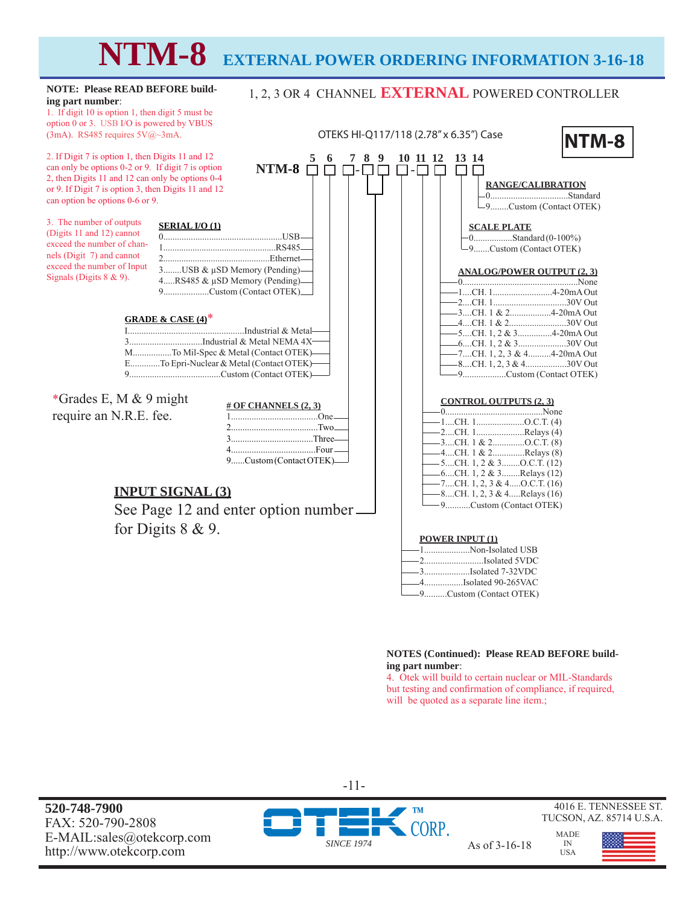# NTM-8 EXTERNAL POWER ORDERING INFORMATION 3-16-18

**NOTE: Please READ BEFORE building part number**:

1. If digit 10 is option 1, then digit 5 must be option 0 or 3. USB I/O is powered by VBUS (3mA). RS485 requires 5V@~3mA.

2. If Digit 7 is option 1, then Digits 11 and 12 can only be options 0-2 or 9. If digit 7 is option 2, then Digits 11 and 12 can only be options 0-4 or 9. If Digit 7 is option 3, then Digits 11 and 12 can option be options 0-6 or 9.

3. The number of outputs (Digits 11 and 12) cannot exceed the number of channels (Digit 7) and cannot exceed the number of Input Signals (Digits 8 & 9).

## 1, 2, 3 OR 4 CHANNEL EXTERNAL POWERED CONTROLLER

OTEKS HI-Q117/118 (2.78" x 6.35") Case

**NTM-8**

NTM-8 ☐ ☐ ☐-☐ ☐ ☐-☐ ☐ ☐ ☐ (digits 5 6 7 8 9 10 11 12 13 14)

**SERIAL I/O (1)** (Digit 5)
- 0....USB
- 1....RS485
- 2....Ethernet
- 3....USB & µSD Memory (Pending)
- 4....RS485 & µSD Memory (Pending)
- 9....Custom (Contact OTEK)

**GRADE & CASE (4)*** (Digit 6)
- I....Industrial & Metal
- 3....Industrial & Metal NEMA 4X
- M....To Mil-Spec & Metal (Contact OTEK)
- E....To Epri-Nuclear & Metal (Contact OTEK)
- 9....Custom (Contact OTEK)

*Grades E, M & 9 might require an N.R.E. fee.

**# OF CHANNELS (2, 3)** (Digit 7)
- 1....One
- 2....Two
- 3....Three
- 4....Four
- 9....Custom (Contact OTEK)

**INPUT SIGNAL (3)** (Digits 8 & 9)

See Page 12 and enter option number for Digits 8 & 9.

**POWER INPUT (1)** (Digit 10)
- 1....Non-Isolated USB
- 2....Isolated 5VDC
- 3....Isolated 7-32VDC
- 4....Isolated 90-265VAC
- 9....Custom (Contact OTEK)

**CONTROL OUTPUTS (2, 3)** (Digit 11)
- 0....None
- 1....CH. 1....O.C.T. (4)
- 2....CH. 1....Relays (4)
- 3....CH. 1 & 2....O.C.T. (8)
- 4....CH. 1 & 2....Relays (8)
- 5....CH. 1, 2 & 3....O.C.T. (12)
- 6....CH. 1, 2 & 3....Relays (12)
- 7....CH. 1, 2, 3 & 4....O.C.T. (16)
- 8....CH. 1, 2, 3 & 4....Relays (16)
- 9....Custom (Contact OTEK)

**ANALOG/POWER OUTPUT (2, 3)** (Digit 12)
- 0....None
- 1....CH. 1....4-20mA Out
- 2....CH. 1....30V Out
- 3....CH. 1 & 2....4-20mA Out
- 4....CH. 1 & 2....30V Out
- 5....CH. 1, 2 & 3....4-20mA Out
- 6....CH. 1, 2 & 3....30V Out
- 7....CH. 1, 2, 3 & 4....4-20mA Out
- 8....CH. 1, 2, 3 & 4....30V Out
- 9....Custom (Contact OTEK)

**SCALE PLATE** (Digit 13)
- 0....Standard (0-100%)
- 9....Custom (Contact OTEK)

**RANGE/CALIBRATION** (Digit 14)
- 0....Standard
- 9....Custom (Contact OTEK)

**NOTES (Continued): Please READ BEFORE building part number**:

4. Otek will build to certain nuclear or MIL-Standards but testing and confirmation of compliance, if required, will be quoted as a separate line item.;

**520-748-7900**
FAX: 520-790-2808
E-MAIL:sales@otekcorp.com
http://www.otekcorp.com

OTEK CORP. SINCE 1974

As of 3-16-18

4016 E. TENNESSEE ST.
TUCSON, AZ. 85714 U.S.A.

MADE IN USA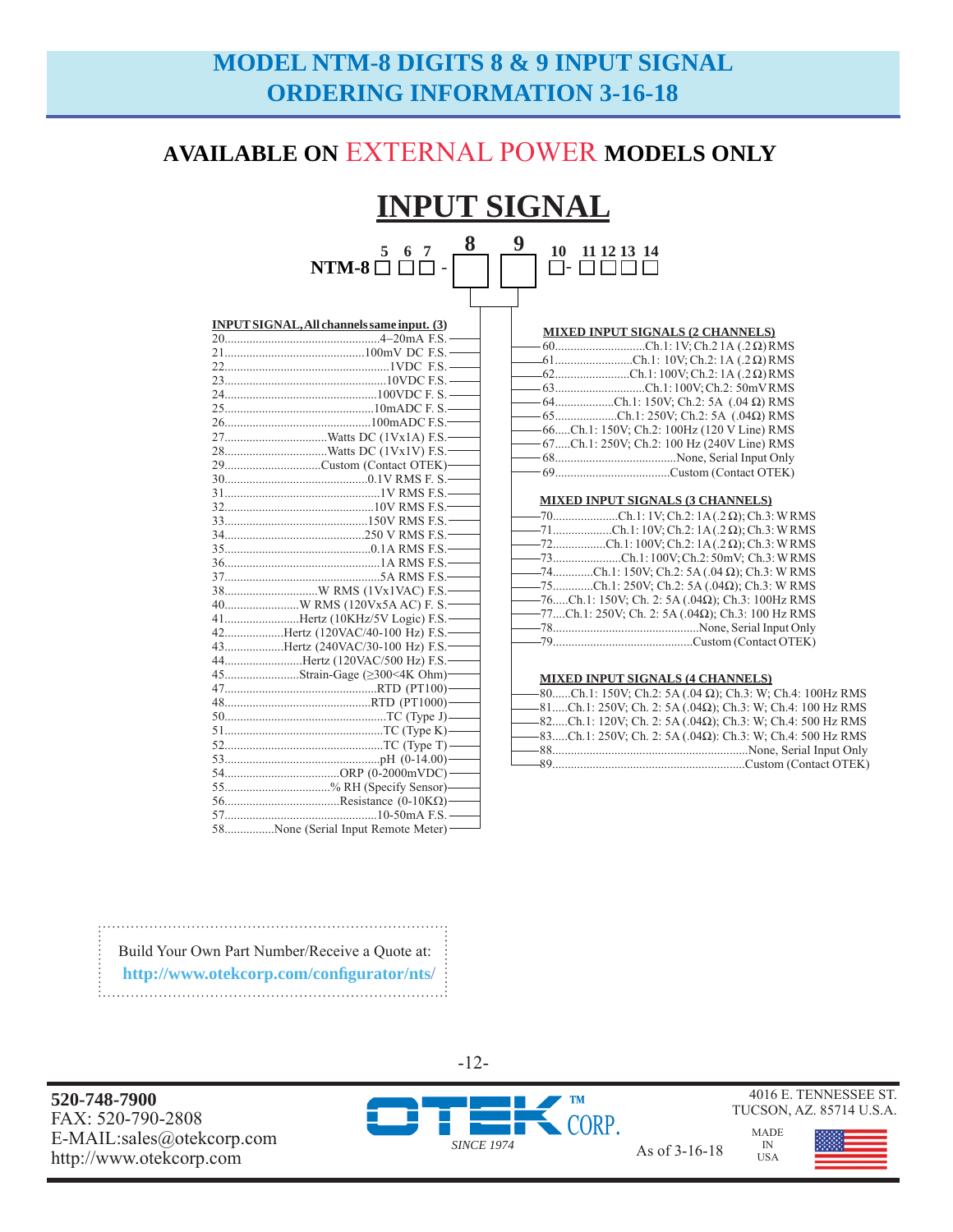# MODEL NTM-8 DIGITS 8 & 9 INPUT SIGNAL ORDERING INFORMATION 3-16-18

## AVAILABLE ON EXTERNAL POWER MODELS ONLY

# INPUT SIGNAL

NTM-8 □ □□ - [8] [9] □- □□□□ (digits 5, 6, 7, 8, 9, 10, 11, 12, 13, 14)

**INPUT SIGNAL, All channels same input. (3)**

- 20....4–20mA F.S.
- 21....100mV DC F.S.
- 22....1VDC F.S.
- 23....10VDC F.S.
- 24....100VDC F. S.
- 25....10mADC F. S.
- 26....100mADC F.S.
- 27....Watts DC (1Vx1A) F.S.
- 28....Watts DC (1Vx1V) F.S.
- 29....Custom (Contact OTEK)
- 30....0.1V RMS F. S.
- 31....1V RMS F.S.
- 32....10V RMS F.S.
- 33....150V RMS F.S.
- 34....250 V RMS F.S.
- 35....0.1A RMS F.S.
- 36....1A RMS F.S.
- 37....5A RMS F.S.
- 38....W RMS (1Vx1VAC) F.S.
- 40....W RMS (120Vx5A AC) F. S.
- 41....Hertz (10KHz/5V Logic) F.S.
- 42....Hertz (120VAC/40-100 Hz) F.S.
- 43....Hertz (240VAC/30-100 Hz) F.S.
- 44....Hertz (120VAC/500 Hz) F.S.
- 45....Strain-Gage (≥300<4K Ohm)
- 47....RTD (PT100)
- 48....RTD (PT1000)
- 50....TC (Type J)
- 51....TC (Type K)
- 52....TC (Type T)
- 53....pH (0-14.00)
- 54....ORP (0-2000mVDC)
- 55....% RH (Specify Sensor)
- 56....Resistance (0-10KΩ)
- 57....10-50mA F.S.
- 58....None (Serial Input Remote Meter)

**MIXED INPUT SIGNALS (2 CHANNELS)**

- 60....Ch.1: 1V; Ch.2 1A (.2Ω) RMS
- 61....Ch.1: 10V; Ch.2: 1A (.2Ω) RMS
- 62....Ch.1: 100V; Ch.2: 1A (.2Ω) RMS
- 63....Ch.1: 100V; Ch.2: 50mV RMS
- 64....Ch.1: 150V; Ch.2: 5A (.04 Ω) RMS
- 65....Ch.1: 250V; Ch.2: 5A (.04Ω) RMS
- 66.....Ch.1: 150V; Ch.2: 100Hz (120 V Line) RMS
- 67.....Ch.1: 250V; Ch.2: 100 Hz (240V Line) RMS
- 68....None, Serial Input Only
- 69....Custom (Contact OTEK)

**MIXED INPUT SIGNALS (3 CHANNELS)**

- 70....Ch.1: 1V; Ch.2: 1A (.2Ω); Ch.3: W RMS
- 71....Ch.1: 10V; Ch.2: 1A (.2Ω); Ch.3: W RMS
- 72....Ch.1: 100V; Ch.2: 1A (.2Ω); Ch.3: W RMS
- 73....Ch.1: 100V; Ch.2: 50mV; Ch.3: W RMS
- 74....Ch.1: 150V; Ch.2: 5A (.04 Ω); Ch.3: W RMS
- 75....Ch.1: 250V; Ch.2: 5A (.04Ω); Ch.3: W RMS
- 76.....Ch.1: 150V; Ch. 2: 5A (.04Ω); Ch.3: 100Hz RMS
- 77....Ch.1: 250V; Ch. 2: 5A (.04Ω); Ch.3: 100 Hz RMS
- 78....None, Serial Input Only
- 79....Custom (Contact OTEK)

**MIXED INPUT SIGNALS (4 CHANNELS)**

- 80......Ch.1: 150V; Ch.2: 5A (.04 Ω); Ch.3: W; Ch.4: 100Hz RMS
- 81.....Ch.1: 250V; Ch. 2: 5A (.04Ω); Ch.3: W; Ch.4: 100 Hz RMS
- 82.....Ch.1: 120V; Ch. 2: 5A (.04Ω); Ch.3: W; Ch.4: 500 Hz RMS
- 83.....Ch.1: 250V; Ch. 2: 5A (.04Ω): Ch.3: W; Ch.4: 500 Hz RMS
- 88....None, Serial Input Only
- 89....Custom (Contact OTEK)

Build Your Own Part Number/Receive a Quote at:
**http://www.otekcorp.com/configurator/nts/**

520-748-7900
FAX: 520-790-2808
E-MAIL:sales@otekcorp.com
http://www.otekcorp.com

OTEK™ CORP. *SINCE 1974*

As of 3-16-18

4016 E. TENNESSEE ST.
TUCSON, AZ. 85714 U.S.A.

MADE IN USA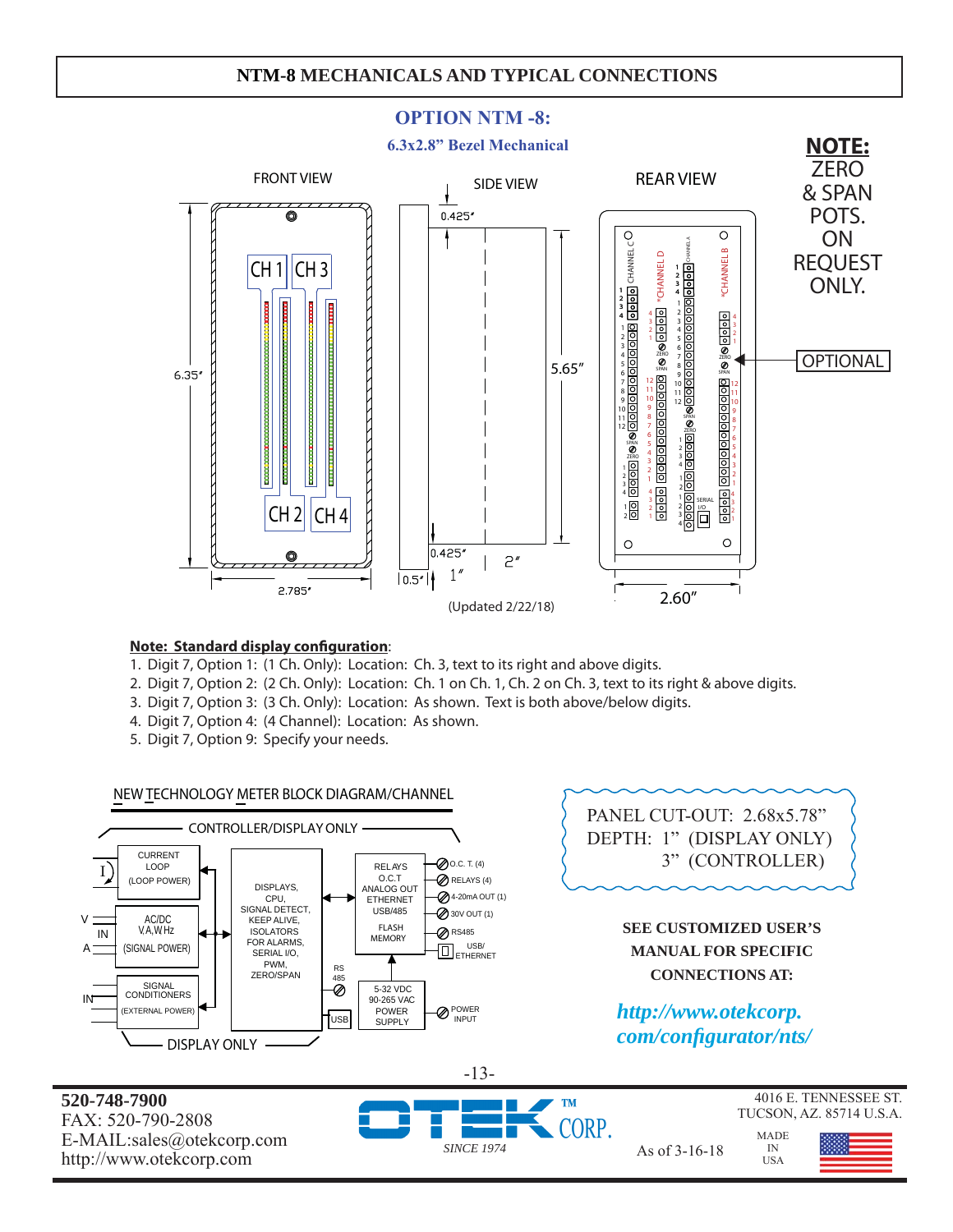# NTM-8 MECHANICALS AND TYPICAL CONNECTIONS

## OPTION NTM -8:

### 6.3x2.8" Bezel Mechanical

FRONT VIEW

SIDE VIEW

REAR VIEW

**NOTE:** ZERO & SPAN POTS. ON REQUEST ONLY.

OPTIONAL

CH 1 CH 3 CH 2 CH 4

6.35"

2.785"

0.425"

5.65"

0.425"

2"

0.5"

1"

2.60"

(Updated 2/22/18)

**Note: Standard display configuration**:

1. Digit 7, Option 1: (1 Ch. Only): Location: Ch. 3, text to its right and above digits.
2. Digit 7, Option 2: (2 Ch. Only): Location: Ch. 1 on Ch. 1, Ch. 2 on Ch. 3, text to its right & above digits.
3. Digit 7, Option 3: (3 Ch. Only): Location: As shown. Text is both above/below digits.
4. Digit 7, Option 4: (4 Channel): Location: As shown.
5. Digit 7, Option 9: Specify your needs.

NEW TECHNOLOGY METER BLOCK DIAGRAM/CHANNEL

CONTROLLER/DISPLAY ONLY

CURRENT LOOP (LOOP POWER)

AC/DC V,A,W Hz (SIGNAL POWER)

SIGNAL CONDITIONERS (EXTERNAL POWER)

DISPLAYS, CPU, SIGNAL DETECT, KEEP ALIVE, ISOLATORS FOR ALARMS, SERIAL I/O, PWM, ZERO/SPAN

RELAYS O.C.T ANALOG OUT ETHERNET USB/485 FLASH MEMORY

O.C. T. (4)
RELAYS (4)
4-20mA OUT (1)
30V OUT (1)
RS485
USB/ETHERNET

5-32 VDC 90-265 VAC POWER SUPPLY

POWER INPUT

DISPLAY ONLY

PANEL CUT-OUT: 2.68x5.78"
DEPTH: 1" (DISPLAY ONLY)
3" (CONTROLLER)

**SEE CUSTOMIZED USER'S MANUAL FOR SPECIFIC CONNECTIONS AT:**

***http://www.otekcorp.com/configurator/nts/***

**520-748-7900**
FAX: 520-790-2808
E-MAIL:sales@otekcorp.com
http://www.otekcorp.com

OTEK CORP. SINCE 1974

As of 3-16-18

4016 E. TENNESSEE ST.
TUCSON, AZ. 85714 U.S.A.

MADE IN USA